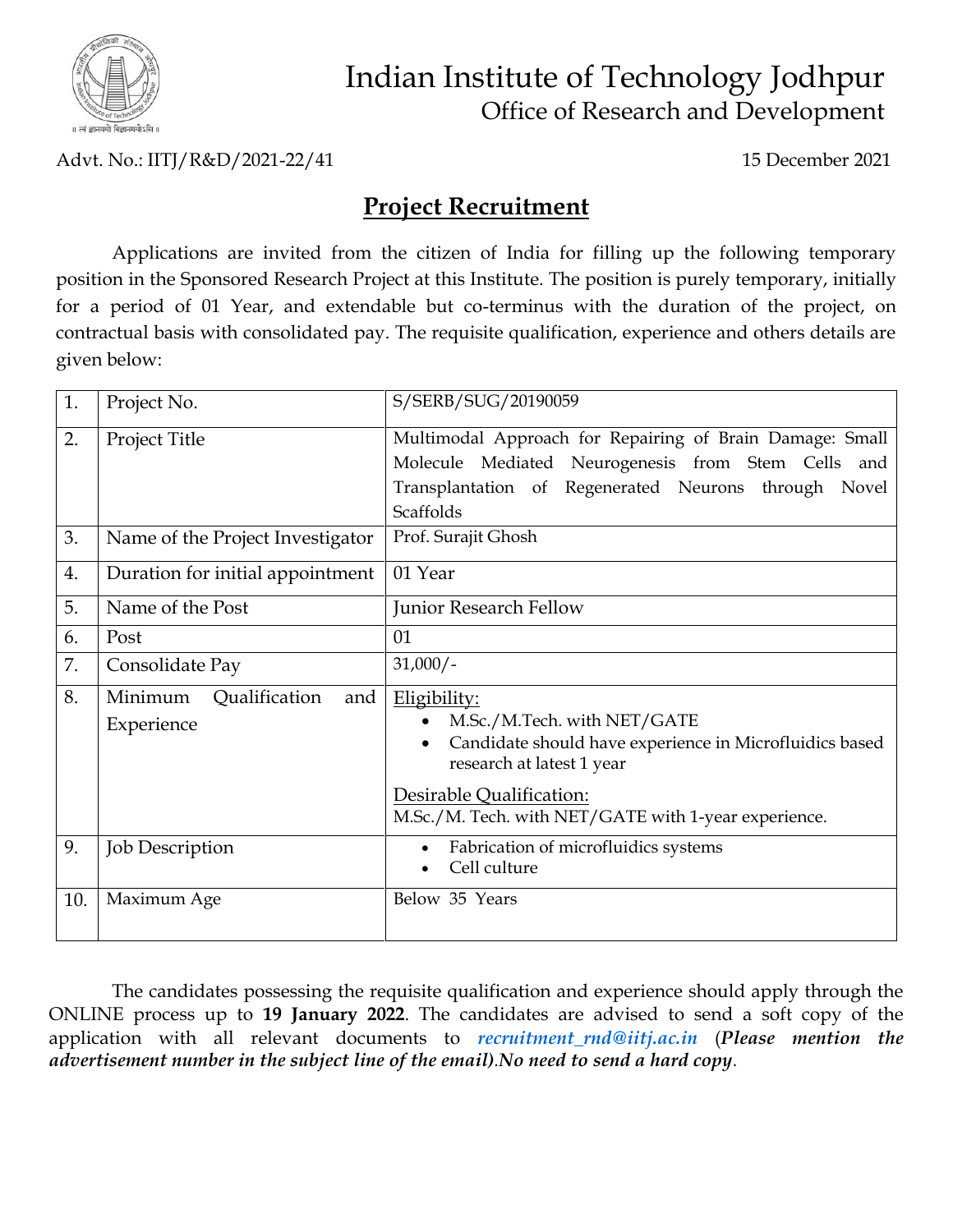# Indian Institute of Technology Jodhpur

## Office of Research and Development

Advt. No.: IITJ/R&D/2021-22/41

15 December 2021

## Project Recruitment

Applications are invited from the citizen of India for filling up the following temporary position in the Sponsored Research Project at this Institute. The position is purely temporary, initially for a period of 01 Year, and extendable but co-terminus with the duration of the project, on contractual basis with consolidated pay. The requisite qualification, experience and others details are given below:

| | | |
|---|---|---|
| 1. | Project No. | S/SERB/SUG/20190059 |
| 2. | Project Title | Multimodal Approach for Repairing of Brain Damage: Small Molecule Mediated Neurogenesis from Stem Cells and Transplantation of Regenerated Neurons through Novel Scaffolds |
| 3. | Name of the Project Investigator | Prof. Surajit Ghosh |
| 4. | Duration for initial appointment | 01 Year |
| 5. | Name of the Post | Junior Research Fellow |
| 6. | Post | 01 |
| 7. | Consolidate Pay | 31,000/- |
| 8. | Minimum Qualification and Experience | Eligibility:<br>• M.Sc./M.Tech. with NET/GATE<br>• Candidate should have experience in Microfluidics based research at latest 1 year<br><br>Desirable Qualification:<br>M.Sc./M. Tech. with NET/GATE with 1-year experience. |
| 9. | Job Description | • Fabrication of microfluidics systems<br>• Cell culture |
| 10. | Maximum Age | Below 35 Years |

The candidates possessing the requisite qualification and experience should apply through the ONLINE process up to **19 January 2022**. The candidates are advised to send a soft copy of the application with all relevant documents to *recruitment_rnd@iitj.ac.in* (***Please mention the advertisement number in the subject line of the email).No need to send a hard copy***.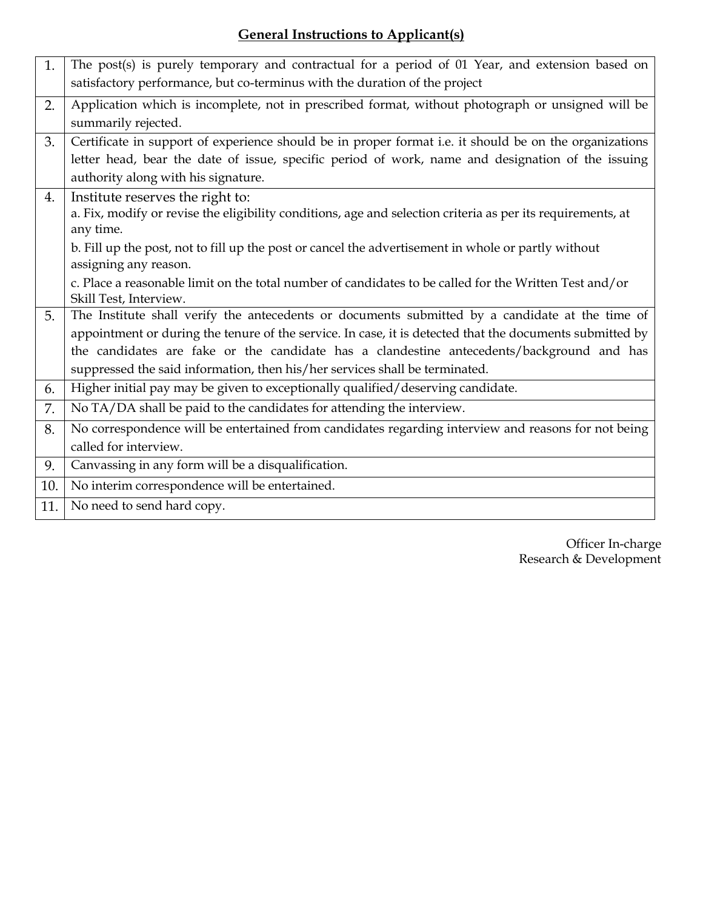**General Instructions to Applicant(s)**

| | |
|---|---|
| 1. | The post(s) is purely temporary and contractual for a period of 01 Year, and extension based on satisfactory performance, but co-terminus with the duration of the project |
| 2. | Application which is incomplete, not in prescribed format, without photograph or unsigned will be summarily rejected. |
| 3. | Certificate in support of experience should be in proper format i.e. it should be on the organizations letter head, bear the date of issue, specific period of work, name and designation of the issuing authority along with his signature. |
| 4. | Institute reserves the right to:<br>a. Fix, modify or revise the eligibility conditions, age and selection criteria as per its requirements, at any time.<br>b. Fill up the post, not to fill up the post or cancel the advertisement in whole or partly without assigning any reason.<br>c. Place a reasonable limit on the total number of candidates to be called for the Written Test and/or Skill Test, Interview. |
| 5. | The Institute shall verify the antecedents or documents submitted by a candidate at the time of appointment or during the tenure of the service. In case, it is detected that the documents submitted by the candidates are fake or the candidate has a clandestine antecedents/background and has suppressed the said information, then his/her services shall be terminated. |
| 6. | Higher initial pay may be given to exceptionally qualified/deserving candidate. |
| 7. | No TA/DA shall be paid to the candidates for attending the interview. |
| 8. | No correspondence will be entertained from candidates regarding interview and reasons for not being called for interview. |
| 9. | Canvassing in any form will be a disqualification. |
| 10. | No interim correspondence will be entertained. |
| 11. | No need to send hard copy. |

Officer In-charge
Research & Development